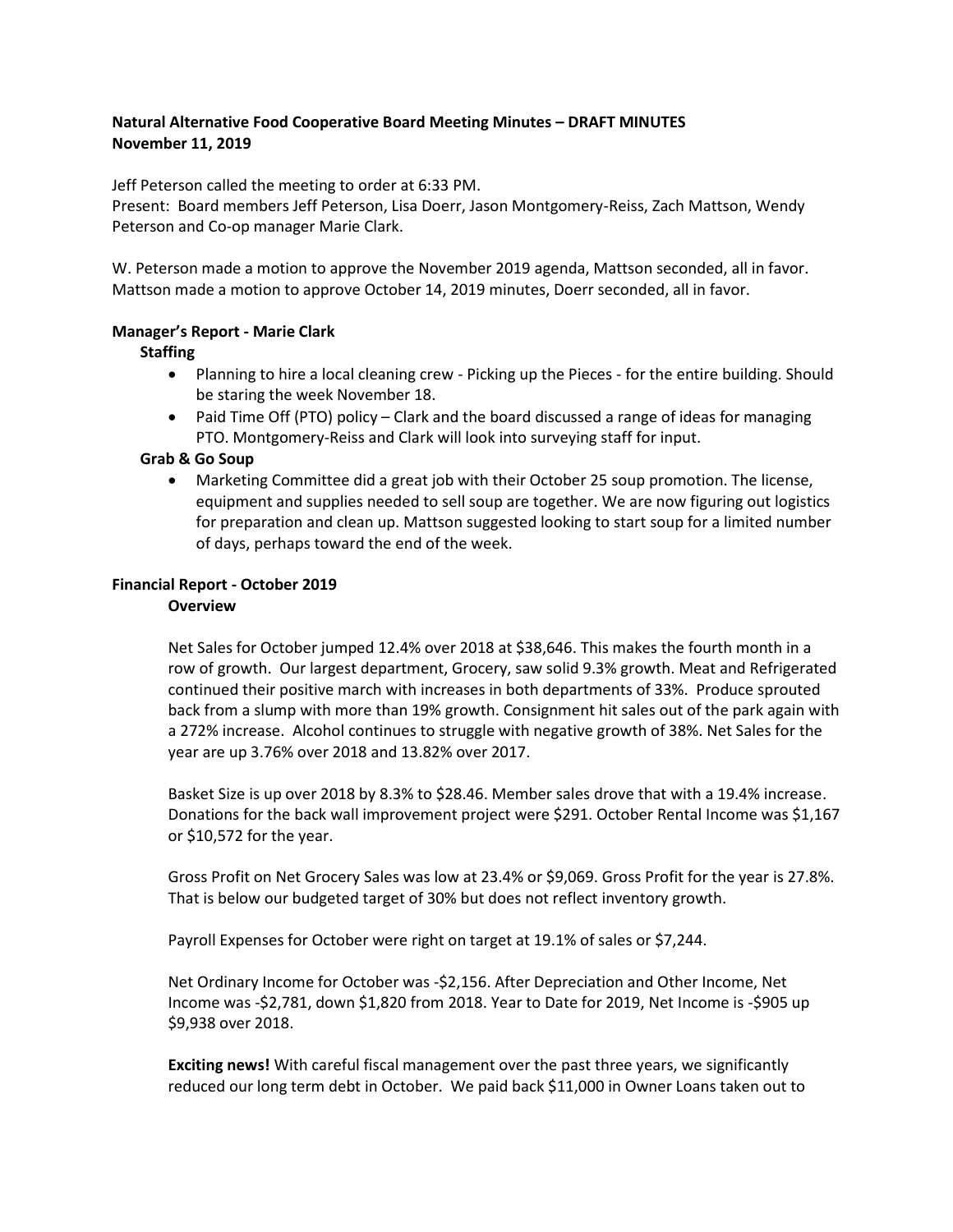**Natural Alternative Food Cooperative Board Meeting Minutes – DRAFT MINUTES**
**November 11, 2019**

Jeff Peterson called the meeting to order at 6:33 PM.
Present: Board members Jeff Peterson, Lisa Doerr, Jason Montgomery-Reiss, Zach Mattson, Wendy Peterson and Co-op manager Marie Clark.

W. Peterson made a motion to approve the November 2019 agenda, Mattson seconded, all in favor.
Mattson made a motion to approve October 14, 2019 minutes, Doerr seconded, all in favor.

**Manager's Report - Marie Clark**

**Staffing**

- Planning to hire a local cleaning crew - Picking up the Pieces - for the entire building. Should be staring the week November 18.
- Paid Time Off (PTO) policy – Clark and the board discussed a range of ideas for managing PTO. Montgomery-Reiss and Clark will look into surveying staff for input.

**Grab & Go Soup**

- Marketing Committee did a great job with their October 25 soup promotion. The license, equipment and supplies needed to sell soup are together. We are now figuring out logistics for preparation and clean up. Mattson suggested looking to start soup for a limited number of days, perhaps toward the end of the week.

**Financial Report - October 2019**

**Overview**

Net Sales for October jumped 12.4% over 2018 at $38,646. This makes the fourth month in a row of growth. Our largest department, Grocery, saw solid 9.3% growth. Meat and Refrigerated continued their positive march with increases in both departments of 33%. Produce sprouted back from a slump with more than 19% growth. Consignment hit sales out of the park again with a 272% increase. Alcohol continues to struggle with negative growth of 38%. Net Sales for the year are up 3.76% over 2018 and 13.82% over 2017.

Basket Size is up over 2018 by 8.3% to $28.46. Member sales drove that with a 19.4% increase. Donations for the back wall improvement project were $291. October Rental Income was $1,167 or $10,572 for the year.

Gross Profit on Net Grocery Sales was low at 23.4% or $9,069. Gross Profit for the year is 27.8%. That is below our budgeted target of 30% but does not reflect inventory growth.

Payroll Expenses for October were right on target at 19.1% of sales or $7,244.

Net Ordinary Income for October was -$2,156. After Depreciation and Other Income, Net Income was -$2,781, down $1,820 from 2018. Year to Date for 2019, Net Income is -$905 up $9,938 over 2018.

**Exciting news!** With careful fiscal management over the past three years, we significantly reduced our long term debt in October. We paid back $11,000 in Owner Loans taken out to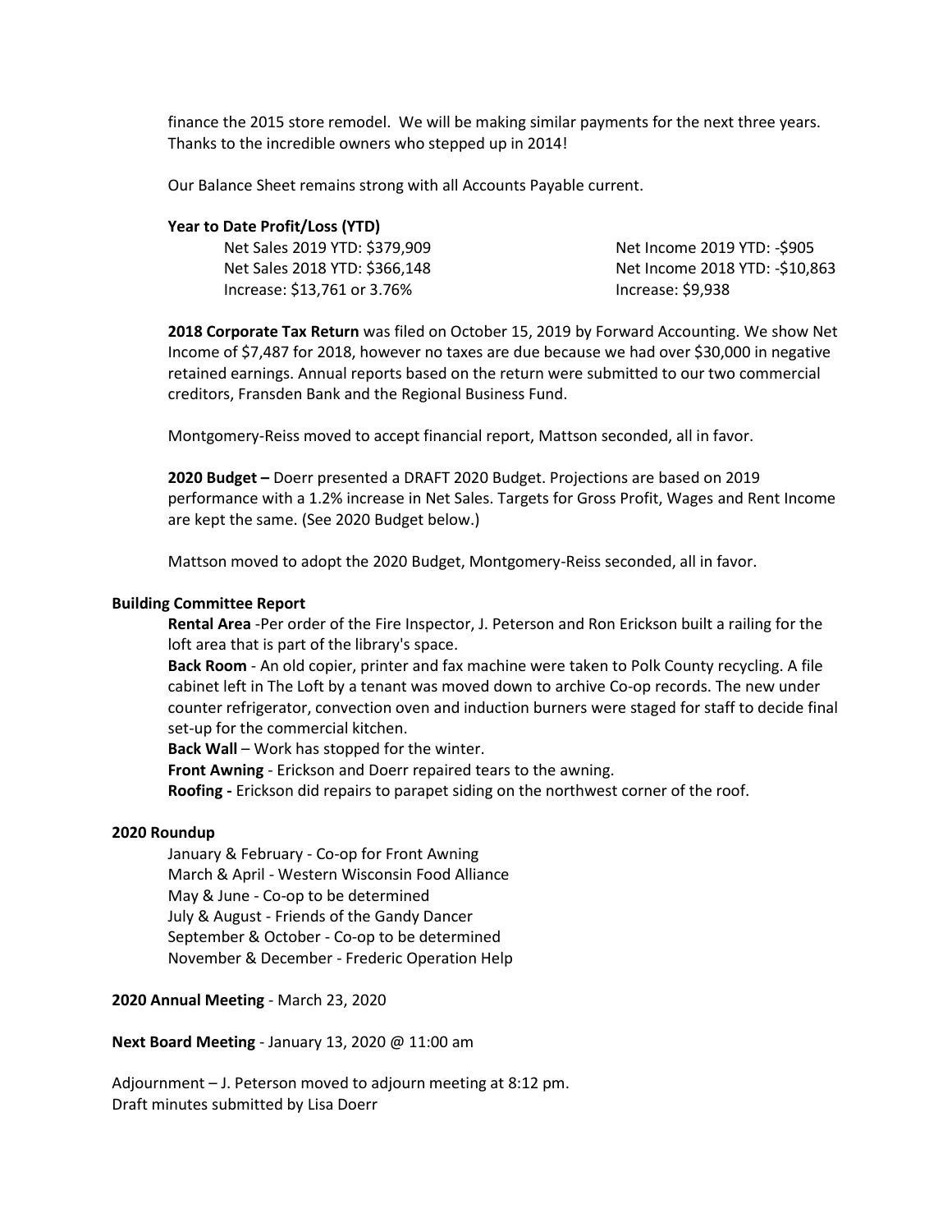finance the 2015 store remodel. We will be making similar payments for the next three years. Thanks to the incredible owners who stepped up in 2014!

Our Balance Sheet remains strong with all Accounts Payable current.

**Year to Date Profit/Loss (YTD)**

Net Sales 2019 YTD: $379,909
Net Sales 2018 YTD: $366,148
Increase: $13,761 or 3.76%

Net Income 2019 YTD: -$905
Net Income 2018 YTD: -$10,863
Increase: $9,938

**2018 Corporate Tax Return** was filed on October 15, 2019 by Forward Accounting. We show Net Income of $7,487 for 2018, however no taxes are due because we had over $30,000 in negative retained earnings. Annual reports based on the return were submitted to our two commercial creditors, Fransden Bank and the Regional Business Fund.

Montgomery-Reiss moved to accept financial report, Mattson seconded, all in favor.

**2020 Budget –** Doerr presented a DRAFT 2020 Budget. Projections are based on 2019 performance with a 1.2% increase in Net Sales. Targets for Gross Profit, Wages and Rent Income are kept the same. (See 2020 Budget below.)

Mattson moved to adopt the 2020 Budget, Montgomery-Reiss seconded, all in favor.

**Building Committee Report**

**Rental Area** -Per order of the Fire Inspector, J. Peterson and Ron Erickson built a railing for the loft area that is part of the library's space.
**Back Room** - An old copier, printer and fax machine were taken to Polk County recycling. A file cabinet left in The Loft by a tenant was moved down to archive Co-op records. The new under counter refrigerator, convection oven and induction burners were staged for staff to decide final set-up for the commercial kitchen.
**Back Wall** – Work has stopped for the winter.
**Front Awning** - Erickson and Doerr repaired tears to the awning.
**Roofing -** Erickson did repairs to parapet siding on the northwest corner of the roof.

**2020 Roundup**

January & February - Co-op for Front Awning
March & April - Western Wisconsin Food Alliance
May & June - Co-op to be determined
July & August - Friends of the Gandy Dancer
September & October - Co-op to be determined
November & December - Frederic Operation Help

**2020 Annual Meeting** - March 23, 2020

**Next Board Meeting** - January 13, 2020 @ 11:00 am

Adjournment – J. Peterson moved to adjourn meeting at 8:12 pm.
Draft minutes submitted by Lisa Doerr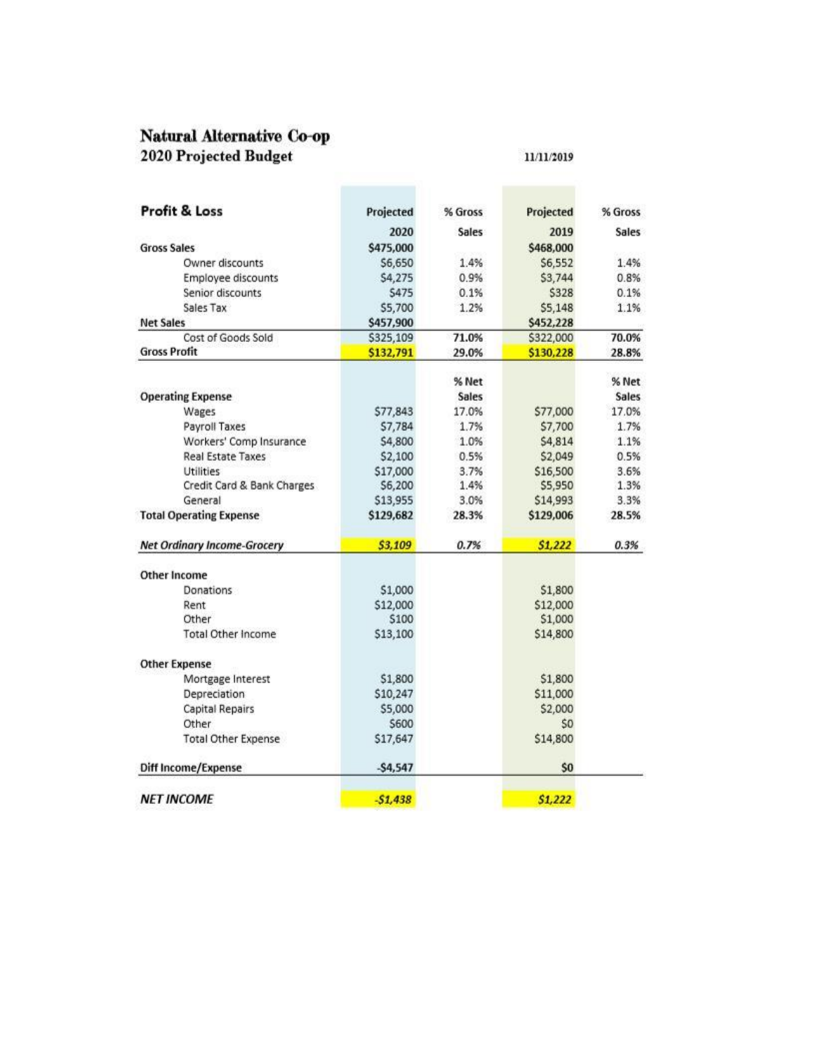# Natural Alternative Co-op

## 2020 Projected Budget

11/11/2019

| Profit & Loss | Projected 2020 | % Gross Sales | Projected 2019 | % Gross Sales |
|---|---|---|---|---|
| Gross Sales | $475,000 | | $468,000 | |
| Owner discounts | $6,650 | 1.4% | $6,552 | 1.4% |
| Employee discounts | $4,275 | 0.9% | $3,744 | 0.8% |
| Senior discounts | $475 | 0.1% | $328 | 0.1% |
| Sales Tax | $5,700 | 1.2% | $5,148 | 1.1% |
| Net Sales | $457,900 | | $452,228 | |
| Cost of Goods Sold | $325,109 | 71.0% | $322,000 | 70.0% |
| **Gross Profit** | **$132,791** | **29.0%** | **$130,228** | **28.8%** |
| | | % Net Sales | | % Net Sales |
| **Operating Expense** | | | | |
| Wages | $77,843 | 17.0% | $77,000 | 17.0% |
| Payroll Taxes | $7,784 | 1.7% | $7,700 | 1.7% |
| Workers' Comp Insurance | $4,800 | 1.0% | $4,814 | 1.1% |
| Real Estate Taxes | $2,100 | 0.5% | $2,049 | 0.5% |
| Utilities | $17,000 | 3.7% | $16,500 | 3.6% |
| Credit Card & Bank Charges | $6,200 | 1.4% | $5,950 | 1.3% |
| General | $13,955 | 3.0% | $14,993 | 3.3% |
| **Total Operating Expense** | **$129,682** | **28.3%** | **$129,006** | **28.5%** |
| ***Net Ordinary Income-Grocery*** | ***$3,109*** | ***0.7%*** | ***$1,222*** | ***0.3%*** |
| **Other Income** | | | | |
| Donations | $1,000 | | $1,800 | |
| Rent | $12,000 | | $12,000 | |
| Other | $100 | | $1,000 | |
| Total Other Income | $13,100 | | $14,800 | |
| **Other Expense** | | | | |
| Mortgage Interest | $1,800 | | $1,800 | |
| Depreciation | $10,247 | | $11,000 | |
| Capital Repairs | $5,000 | | $2,000 | |
| Other | $600 | | $0 | |
| Total Other Expense | $17,647 | | $14,800 | |
| **Diff Income/Expense** | -$4,547 | | $0 | |
| ***NET INCOME*** | ***-$1,438*** | | ***$1,222*** | |